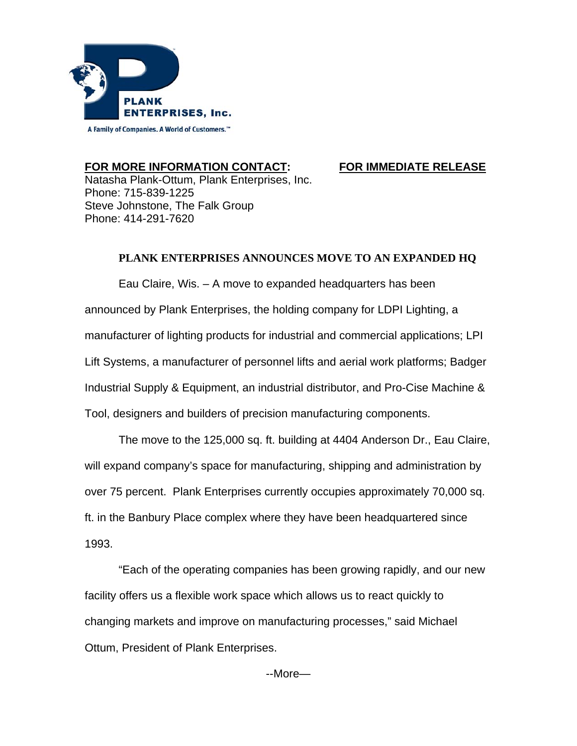**PLANK ENTERPRISES, Inc.**

A Family of Companies. A World of Customers.™

**FOR MORE INFORMATION CONTACT:** **FOR IMMEDIATE RELEASE**

Natasha Plank-Ottum, Plank Enterprises, Inc.
Phone: 715-839-1225
Steve Johnstone, The Falk Group
Phone: 414-291-7620

# PLANK ENTERPRISES ANNOUNCES MOVE TO AN EXPANDED HQ

Eau Claire, Wis. – A move to expanded headquarters has been announced by Plank Enterprises, the holding company for LDPI Lighting, a manufacturer of lighting products for industrial and commercial applications; LPI Lift Systems, a manufacturer of personnel lifts and aerial work platforms; Badger Industrial Supply & Equipment, an industrial distributor, and Pro-Cise Machine & Tool, designers and builders of precision manufacturing components.

The move to the 125,000 sq. ft. building at 4404 Anderson Dr., Eau Claire, will expand company's space for manufacturing, shipping and administration by over 75 percent. Plank Enterprises currently occupies approximately 70,000 sq. ft. in the Banbury Place complex where they have been headquartered since 1993.

"Each of the operating companies has been growing rapidly, and our new facility offers us a flexible work space which allows us to react quickly to changing markets and improve on manufacturing processes," said Michael Ottum, President of Plank Enterprises.

--More—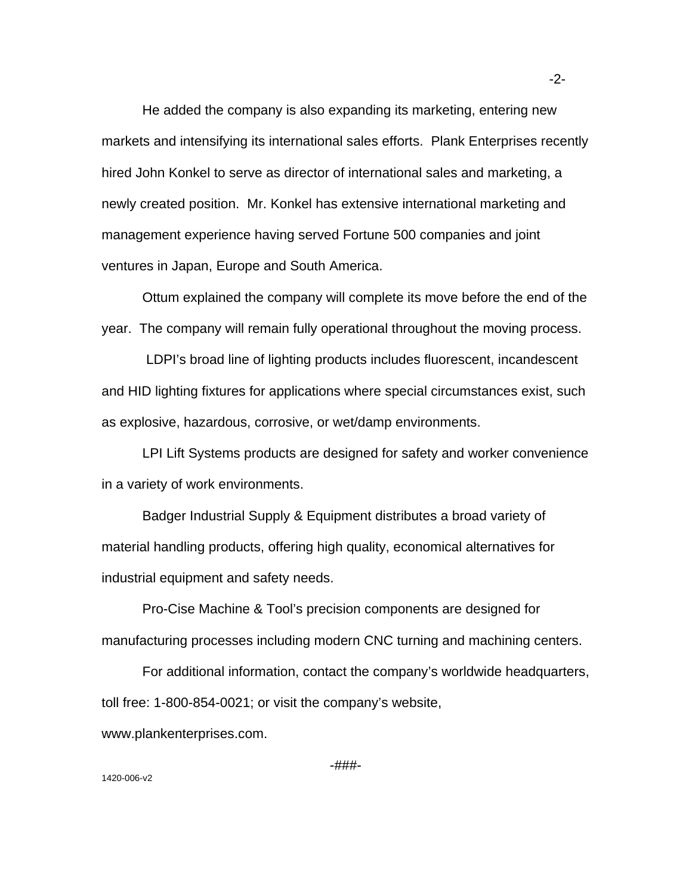He added the company is also expanding its marketing, entering new markets and intensifying its international sales efforts. Plank Enterprises recently hired John Konkel to serve as director of international sales and marketing, a newly created position. Mr. Konkel has extensive international marketing and management experience having served Fortune 500 companies and joint ventures in Japan, Europe and South America.

Ottum explained the company will complete its move before the end of the year. The company will remain fully operational throughout the moving process.

LDPI's broad line of lighting products includes fluorescent, incandescent and HID lighting fixtures for applications where special circumstances exist, such as explosive, hazardous, corrosive, or wet/damp environments.

LPI Lift Systems products are designed for safety and worker convenience in a variety of work environments.

Badger Industrial Supply & Equipment distributes a broad variety of material handling products, offering high quality, economical alternatives for industrial equipment and safety needs.

Pro-Cise Machine & Tool's precision components are designed for manufacturing processes including modern CNC turning and machining centers.

For additional information, contact the company's worldwide headquarters, toll free: 1-800-854-0021; or visit the company's website, www.plankenterprises.com.

-###-

1420-006-v2